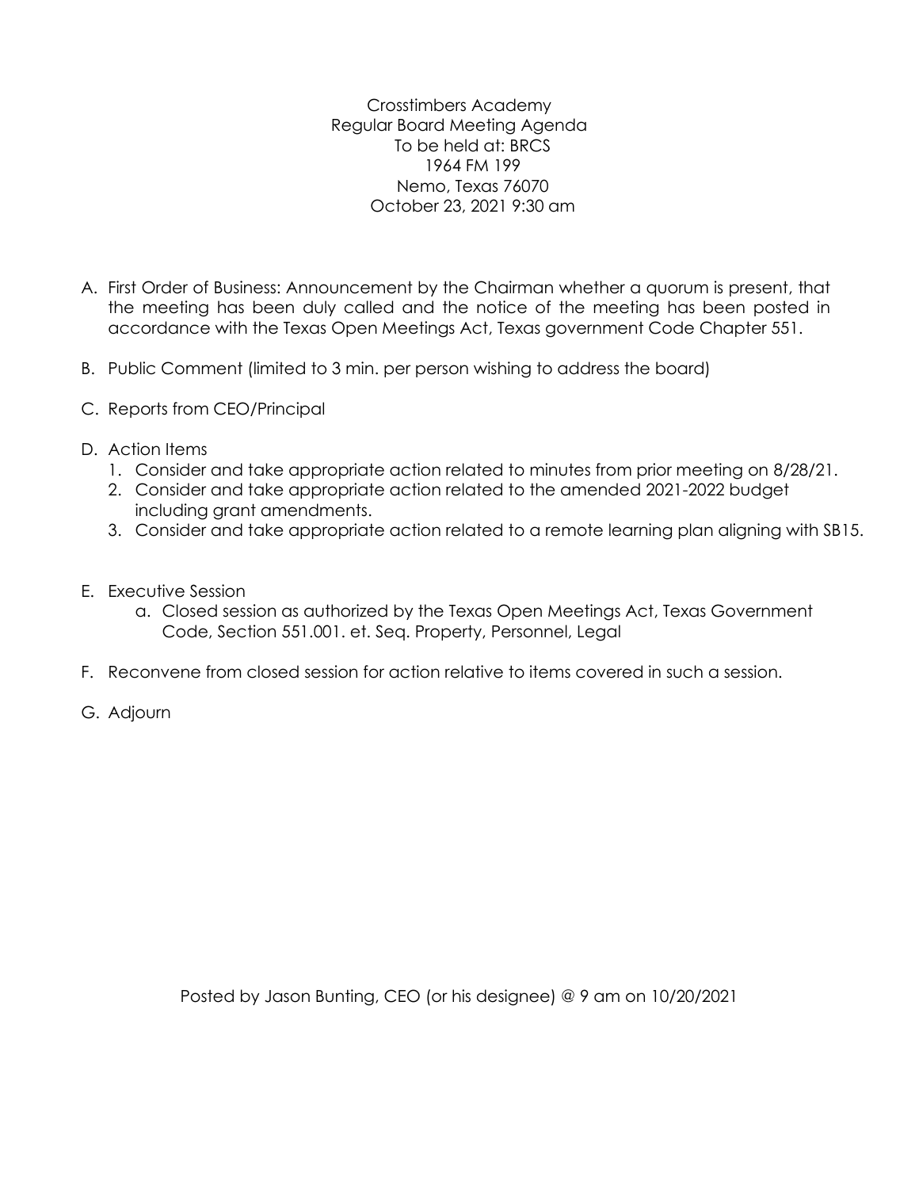Crosstimbers Academy
Regular Board Meeting Agenda
To be held at: BRCS
1964 FM 199
Nemo, Texas 76070
October 23, 2021 9:30 am

A. First Order of Business: Announcement by the Chairman whether a quorum is present, that the meeting has been duly called and the notice of the meeting has been posted in accordance with the Texas Open Meetings Act, Texas government Code Chapter 551.

B. Public Comment (limited to 3 min. per person wishing to address the board)

C. Reports from CEO/Principal

D. Action Items
   1. Consider and take appropriate action related to minutes from prior meeting on 8/28/21.
   2. Consider and take appropriate action related to the amended 2021-2022 budget including grant amendments.
   3. Consider and take appropriate action related to a remote learning plan aligning with SB15.

E. Executive Session
   a. Closed session as authorized by the Texas Open Meetings Act, Texas Government Code, Section 551.001. et. Seq. Property, Personnel, Legal

F. Reconvene from closed session for action relative to items covered in such a session.

G. Adjourn

Posted by Jason Bunting, CEO (or his designee) @ 9 am on 10/20/2021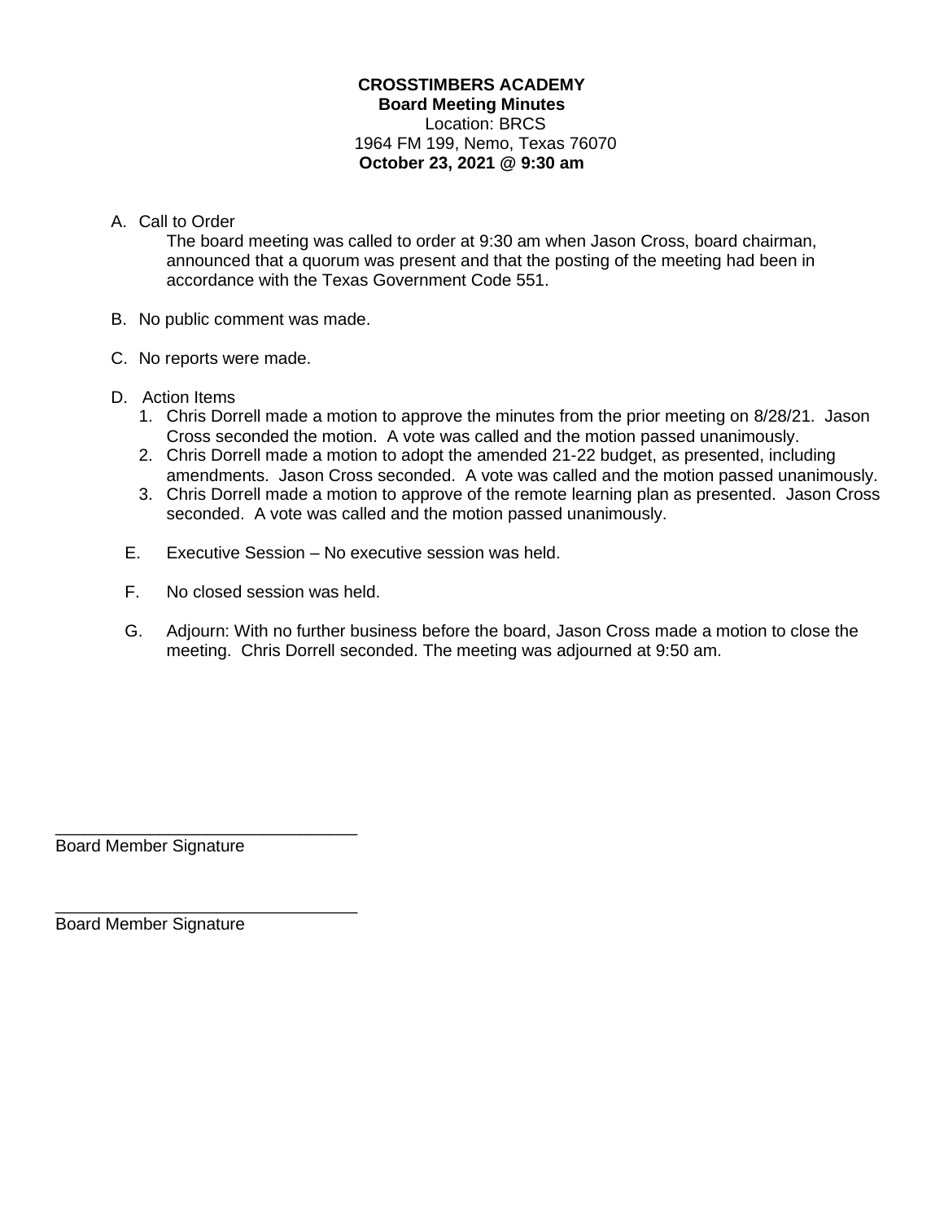**CROSSTIMBERS ACADEMY**
**Board Meeting Minutes**
Location: BRCS
1964 FM 199, Nemo, Texas 76070
**October 23, 2021 @ 9:30 am**

A. Call to Order
   The board meeting was called to order at 9:30 am when Jason Cross, board chairman, announced that a quorum was present and that the posting of the meeting had been in accordance with the Texas Government Code 551.

B. No public comment was made.

C. No reports were made.

D. Action Items
   1. Chris Dorrell made a motion to approve the minutes from the prior meeting on 8/28/21. Jason Cross seconded the motion. A vote was called and the motion passed unanimously.
   2. Chris Dorrell made a motion to adopt the amended 21-22 budget, as presented, including amendments. Jason Cross seconded. A vote was called and the motion passed unanimously.
   3. Chris Dorrell made a motion to approve of the remote learning plan as presented. Jason Cross seconded. A vote was called and the motion passed unanimously.

E. Executive Session – No executive session was held.

F. No closed session was held.

G. Adjourn: With no further business before the board, Jason Cross made a motion to close the meeting. Chris Dorrell seconded. The meeting was adjourned at 9:50 am.

_______________________________
Board Member Signature

_______________________________
Board Member Signature